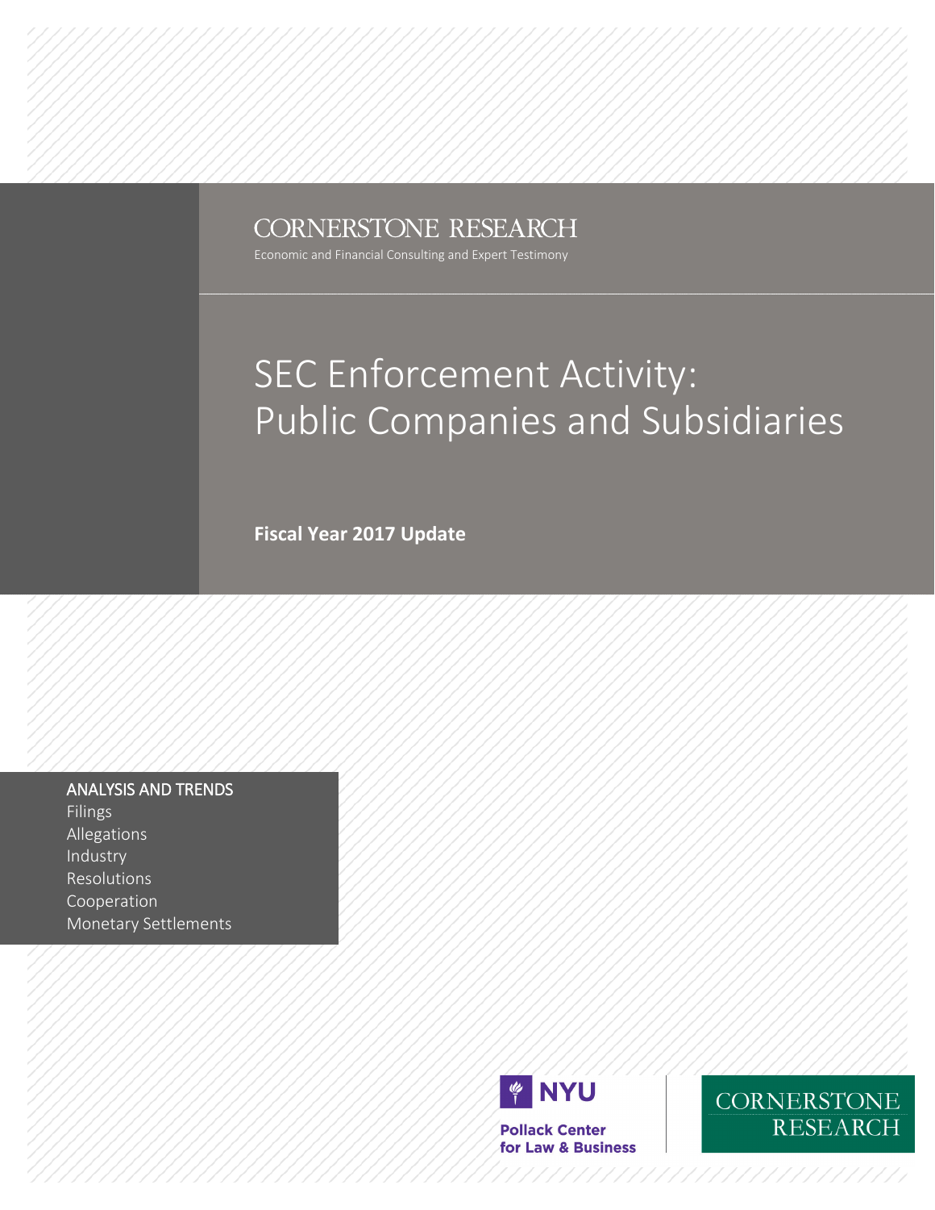CORNERSTONE RESEARCH

Economic and Financial Consulting and Expert Testimony

# SEC Enforcement Activity: Public Companies and Subsidiaries

**Fiscal Year 2017 Update**

ANALYSIS AND TRENDS

Filings
Allegations
Industry
Resolutions
Cooperation
Monetary Settlements

NYU Pollack Center for Law & Business

CORNERSTONE RESEARCH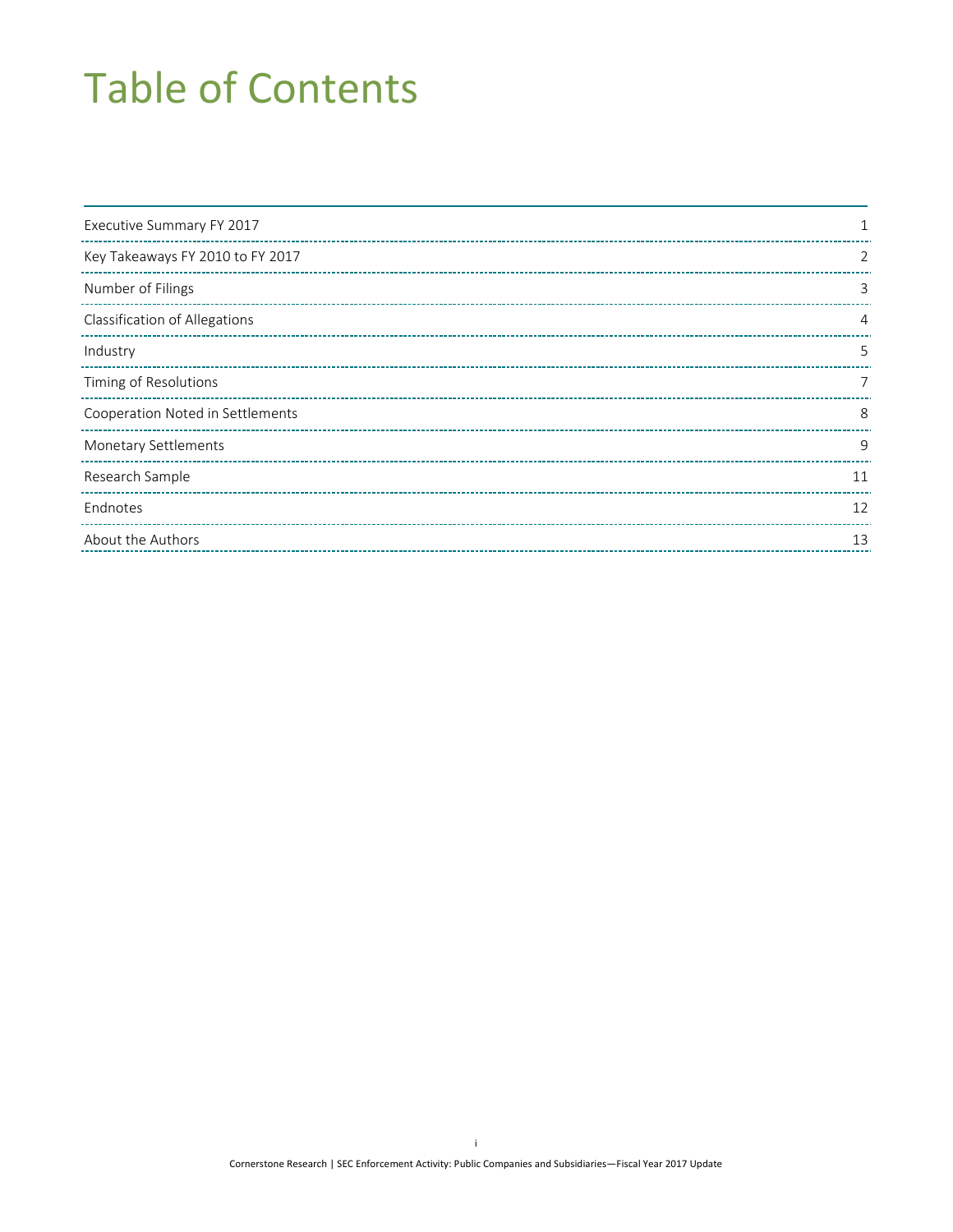# Table of Contents

| | |
|---|---|
| Executive Summary FY 2017 | 1 |
| Key Takeaways FY 2010 to FY 2017 | 2 |
| Number of Filings | 3 |
| Classification of Allegations | 4 |
| Industry | 5 |
| Timing of Resolutions | 7 |
| Cooperation Noted in Settlements | 8 |
| Monetary Settlements | 9 |
| Research Sample | 11 |
| Endnotes | 12 |
| About the Authors | 13 |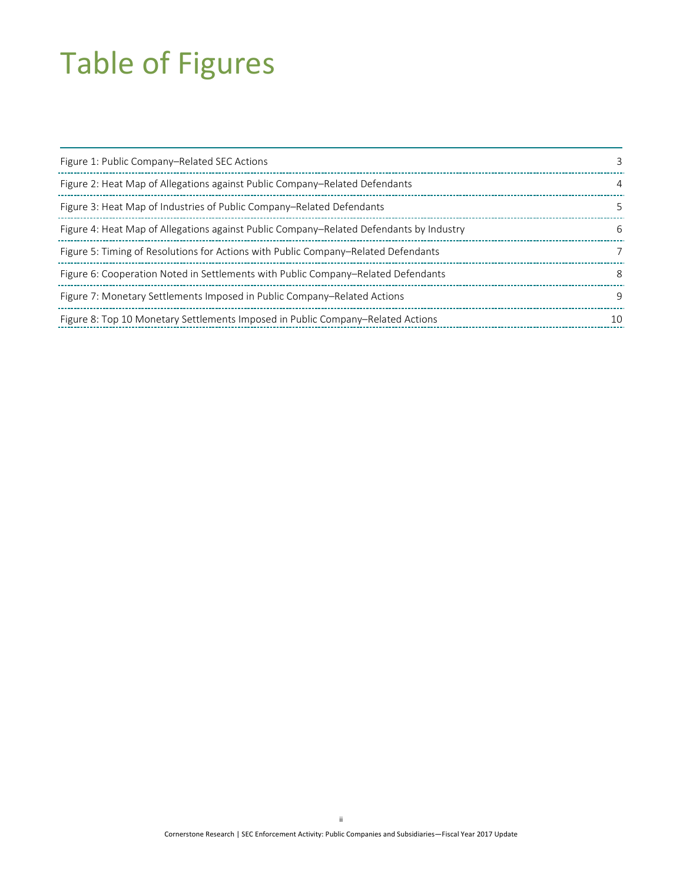# Table of Figures

| | |
|---|---|
| Figure 1: Public Company–Related SEC Actions | 3 |
| Figure 2: Heat Map of Allegations against Public Company–Related Defendants | 4 |
| Figure 3: Heat Map of Industries of Public Company–Related Defendants | 5 |
| Figure 4: Heat Map of Allegations against Public Company–Related Defendants by Industry | 6 |
| Figure 5: Timing of Resolutions for Actions with Public Company–Related Defendants | 7 |
| Figure 6: Cooperation Noted in Settlements with Public Company–Related Defendants | 8 |
| Figure 7: Monetary Settlements Imposed in Public Company–Related Actions | 9 |
| Figure 8: Top 10 Monetary Settlements Imposed in Public Company–Related Actions | 10 |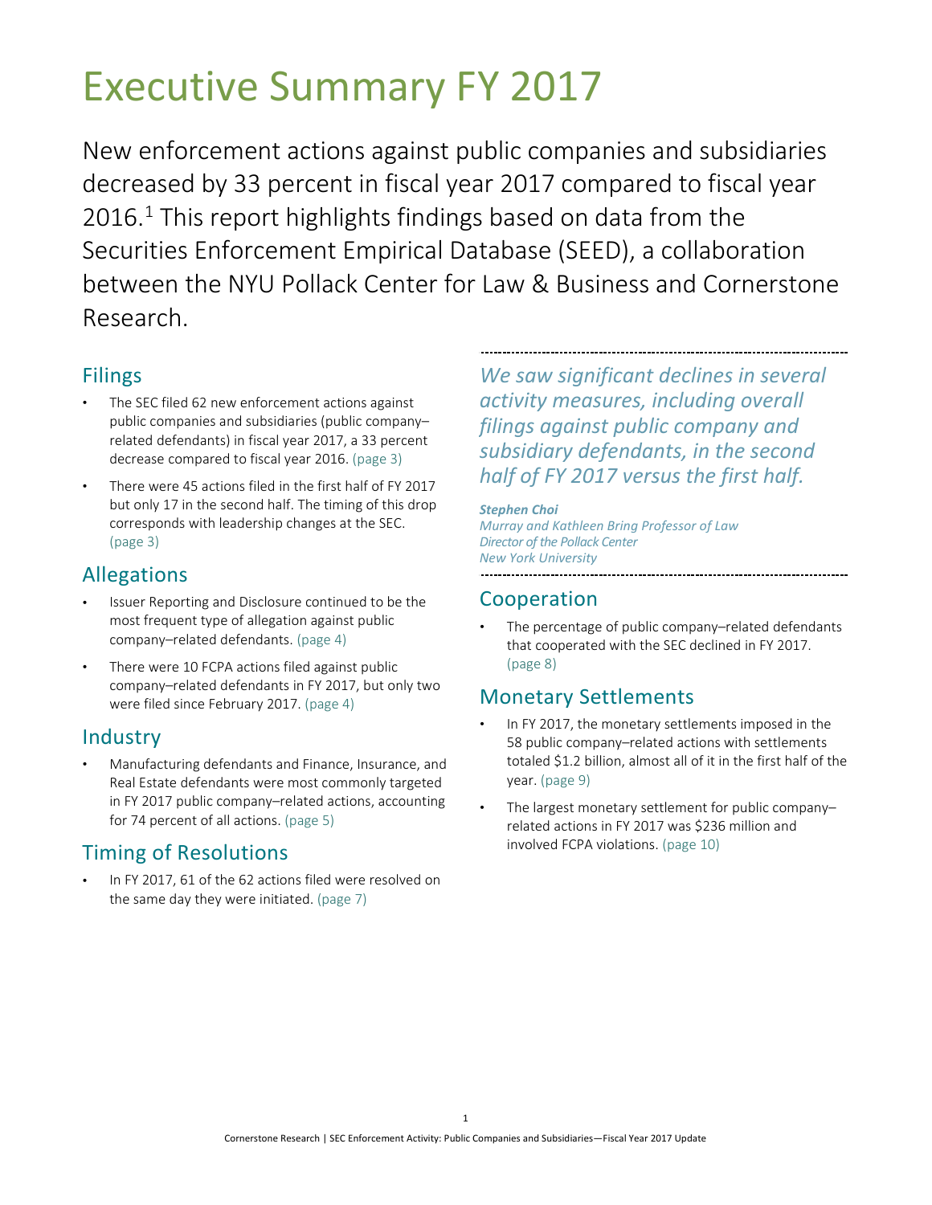# Executive Summary FY 2017

New enforcement actions against public companies and subsidiaries decreased by 33 percent in fiscal year 2017 compared to fiscal year 2016.[1] This report highlights findings based on data from the Securities Enforcement Empirical Database (SEED), a collaboration between the NYU Pollack Center for Law & Business and Cornerstone Research.

## Filings

- The SEC filed 62 new enforcement actions against public companies and subsidiaries (public company–related defendants) in fiscal year 2017, a 33 percent decrease compared to fiscal year 2016. (page 3)
- There were 45 actions filed in the first half of FY 2017 but only 17 in the second half. The timing of this drop corresponds with leadership changes at the SEC. (page 3)

## Allegations

- Issuer Reporting and Disclosure continued to be the most frequent type of allegation against public company–related defendants. (page 4)
- There were 10 FCPA actions filed against public company–related defendants in FY 2017, but only two were filed since February 2017. (page 4)

## Industry

- Manufacturing defendants and Finance, Insurance, and Real Estate defendants were most commonly targeted in FY 2017 public company–related actions, accounting for 74 percent of all actions. (page 5)

## Timing of Resolutions

- In FY 2017, 61 of the 62 actions filed were resolved on the same day they were initiated. (page 7)

---

*We saw significant declines in several activity measures, including overall filings against public company and subsidiary defendants, in the second half of FY 2017 versus the first half.*

***Stephen Choi***
*Murray and Kathleen Bring Professor of Law*
*Director of the Pollack Center*
*New York University*

---

## Cooperation

- The percentage of public company–related defendants that cooperated with the SEC declined in FY 2017. (page 8)

## Monetary Settlements

- In FY 2017, the monetary settlements imposed in the 58 public company–related actions with settlements totaled $1.2 billion, almost all of it in the first half of the year. (page 9)
- The largest monetary settlement for public company–related actions in FY 2017 was $236 million and involved FCPA violations. (page 10)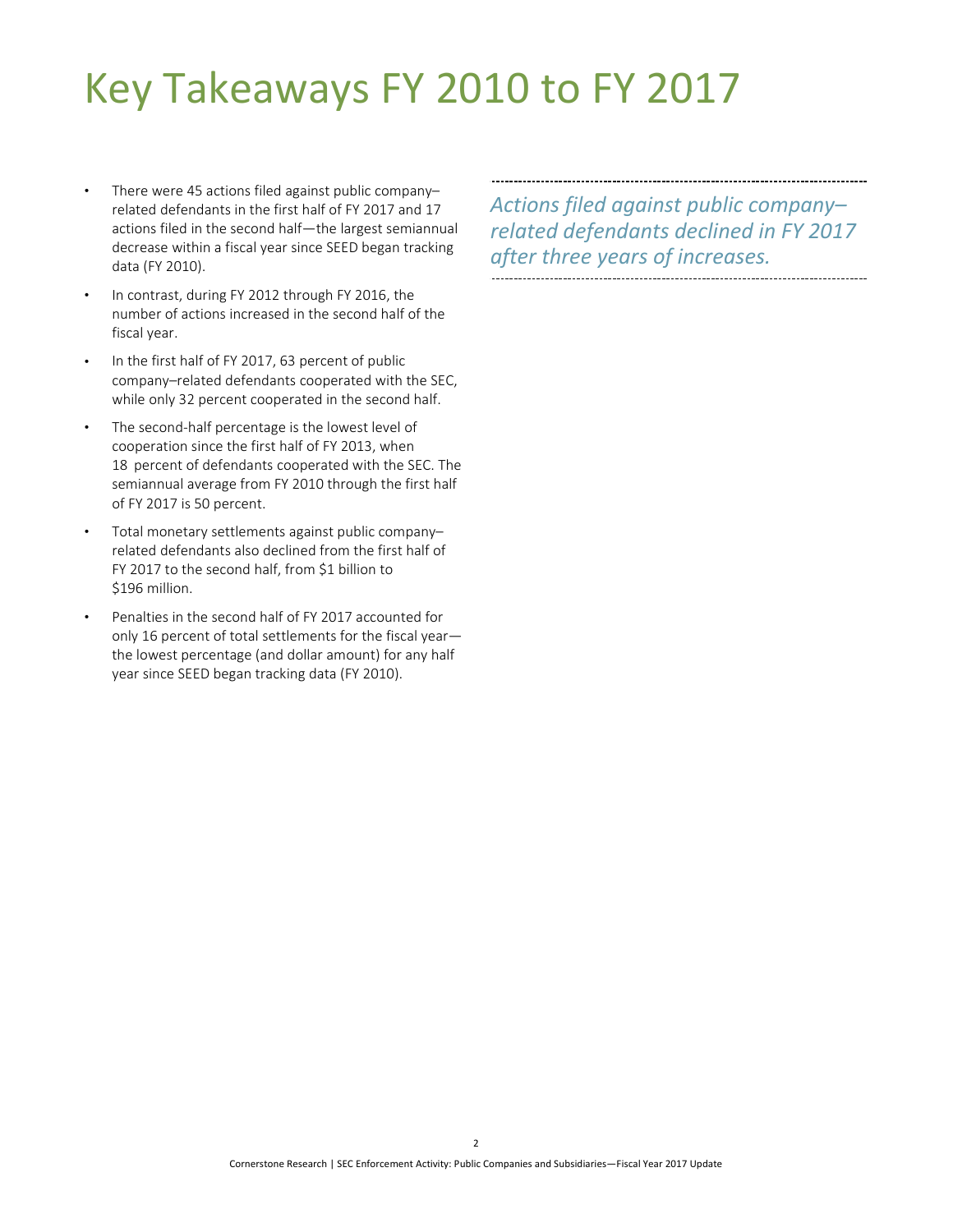# Key Takeaways FY 2010 to FY 2017

- There were 45 actions filed against public company–related defendants in the first half of FY 2017 and 17 actions filed in the second half—the largest semiannual decrease within a fiscal year since SEED began tracking data (FY 2010).
- In contrast, during FY 2012 through FY 2016, the number of actions increased in the second half of the fiscal year.
- In the first half of FY 2017, 63 percent of public company–related defendants cooperated with the SEC, while only 32 percent cooperated in the second half.
- The second-half percentage is the lowest level of cooperation since the first half of FY 2013, when 18 percent of defendants cooperated with the SEC. The semiannual average from FY 2010 through the first half of FY 2017 is 50 percent.
- Total monetary settlements against public company–related defendants also declined from the first half of FY 2017 to the second half, from $1 billion to $196 million.
- Penalties in the second half of FY 2017 accounted for only 16 percent of total settlements for the fiscal year—the lowest percentage (and dollar amount) for any half year since SEED began tracking data (FY 2010).

*Actions filed against public company–related defendants declined in FY 2017 after three years of increases.*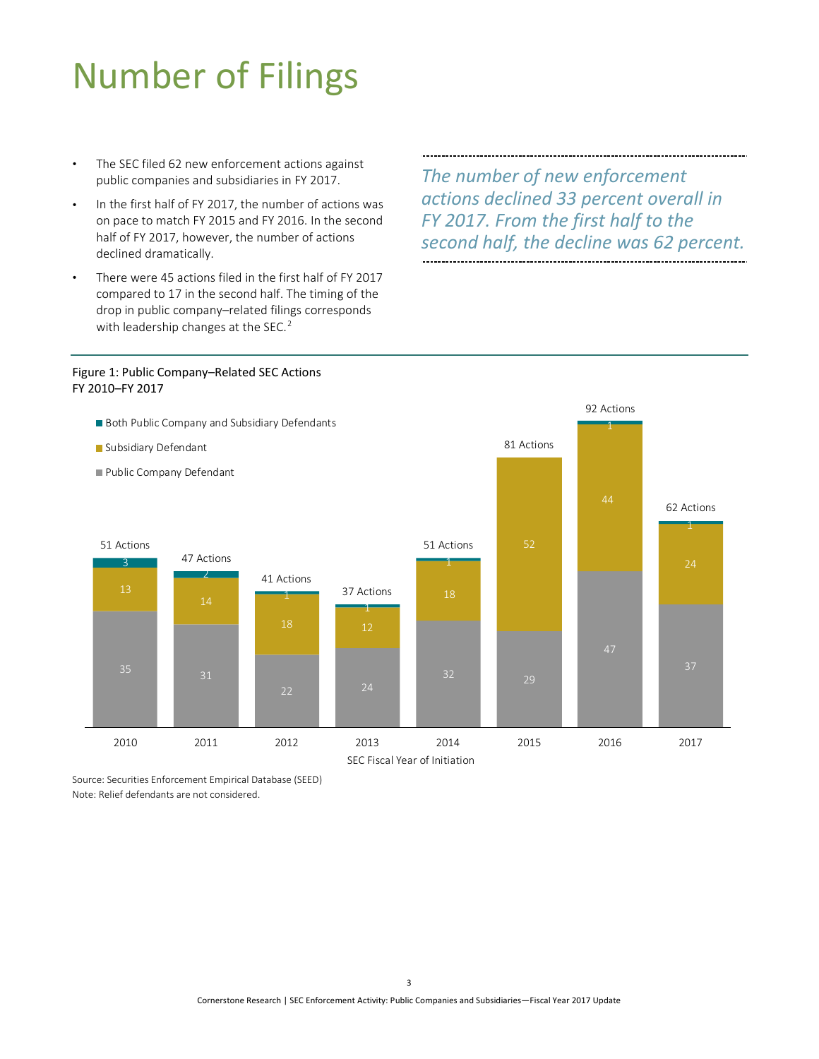# Number of Filings

- The SEC filed 62 new enforcement actions against public companies and subsidiaries in FY 2017.
- In the first half of FY 2017, the number of actions was on pace to match FY 2015 and FY 2016. In the second half of FY 2017, however, the number of actions declined dramatically.
- There were 45 actions filed in the first half of FY 2017 compared to 17 in the second half. The timing of the drop in public company–related filings corresponds with leadership changes at the SEC.[2]

*The number of new enforcement actions declined 33 percent overall in FY 2017. From the first half to the second half, the decline was 62 percent.*

Figure 1: Public Company–Related SEC Actions
FY 2010–FY 2017

| SEC Fiscal Year of Initiation | Public Company Defendant | Subsidiary Defendant | Both Public Company and Subsidiary Defendants | Total Actions |
|---|---|---|---|---|
| 2010 | 35 | 13 | 3 | 51 Actions |
| 2011 | 31 | 14 | 2 | 47 Actions |
| 2012 | 22 | 18 | 1 | 41 Actions |
| 2013 | 24 | 12 | 1 | 37 Actions |
| 2014 | 32 | 18 | 1 | 51 Actions |
| 2015 | 29 | 52 | | 81 Actions |
| 2016 | 47 | 44 | 1 | 92 Actions |
| 2017 | 37 | 24 | 1 | 62 Actions |

Source: Securities Enforcement Empirical Database (SEED)
Note: Relief defendants are not considered.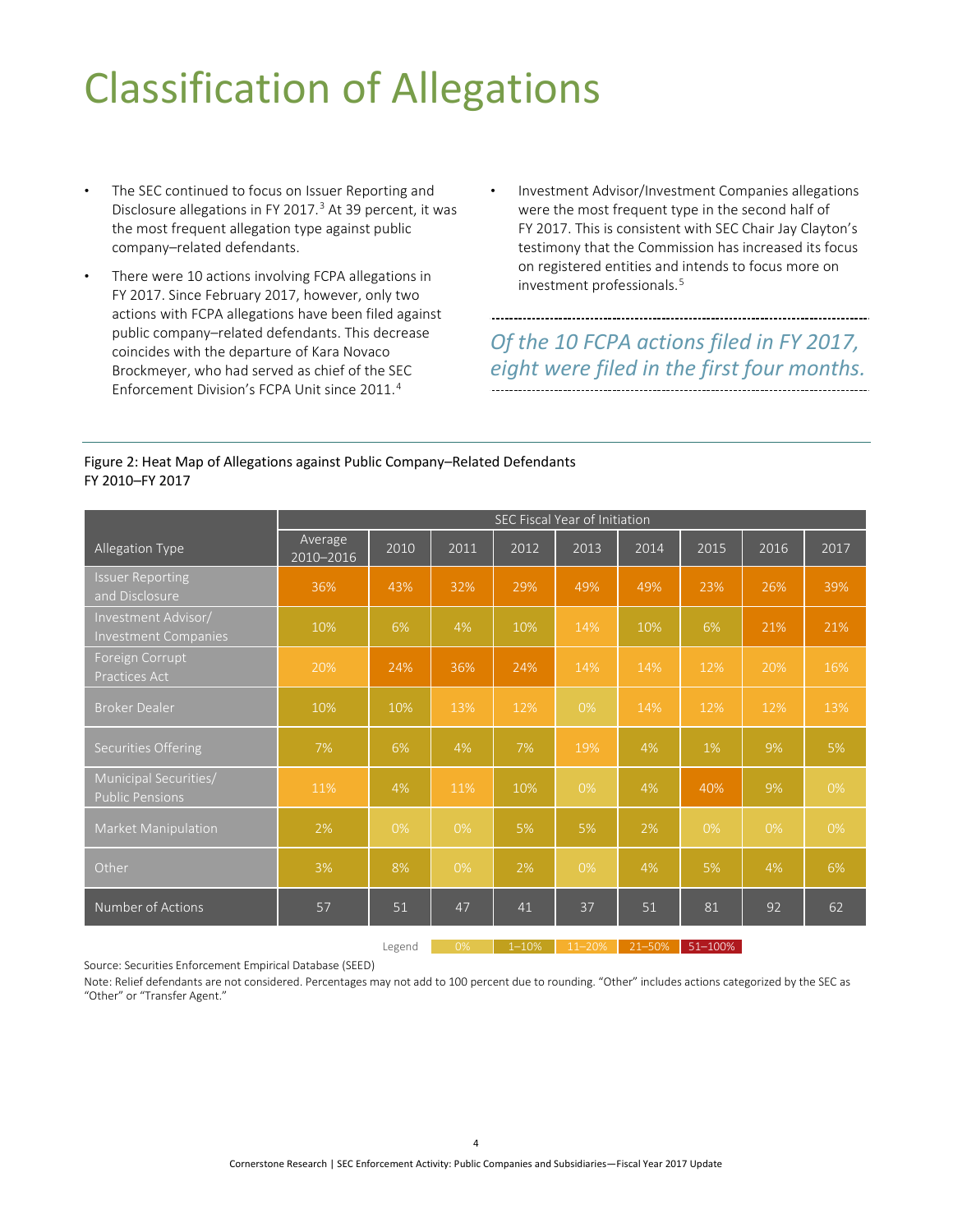# Classification of Allegations

- The SEC continued to focus on Issuer Reporting and Disclosure allegations in FY 2017.[3] At 39 percent, it was the most frequent allegation type against public company–related defendants.
- There were 10 actions involving FCPA allegations in FY 2017. Since February 2017, however, only two actions with FCPA allegations have been filed against public company–related defendants. This decrease coincides with the departure of Kara Novaco Brockmeyer, who had served as chief of the SEC Enforcement Division's FCPA Unit since 2011.[4]
- Investment Advisor/Investment Companies allegations were the most frequent type in the second half of FY 2017. This is consistent with SEC Chair Jay Clayton's testimony that the Commission has increased its focus on registered entities and intends to focus more on investment professionals.[5]

*Of the 10 FCPA actions filed in FY 2017, eight were filed in the first four months.*

Figure 2: Heat Map of Allegations against Public Company–Related Defendants
FY 2010–FY 2017

| Allegation Type | SEC Fiscal Year of Initiation | | | | | | | | |
|---|---|---|---|---|---|---|---|---|---|
| | Average 2010–2016 | 2010 | 2011 | 2012 | 2013 | 2014 | 2015 | 2016 | 2017 |
| Issuer Reporting and Disclosure | 36% | 43% | 32% | 29% | 49% | 49% | 23% | 26% | 39% |
| Investment Advisor/ Investment Companies | 10% | 6% | 4% | 10% | 14% | 10% | 6% | 21% | 21% |
| Foreign Corrupt Practices Act | 20% | 24% | 36% | 24% | 14% | 14% | 12% | 20% | 16% |
| Broker Dealer | 10% | 10% | 13% | 12% | 0% | 14% | 12% | 12% | 13% |
| Securities Offering | 7% | 6% | 4% | 7% | 19% | 4% | 1% | 9% | 5% |
| Municipal Securities/ Public Pensions | 11% | 4% | 11% | 10% | 0% | 4% | 40% | 9% | 0% |
| Market Manipulation | 2% | 0% | 0% | 5% | 5% | 2% | 0% | 0% | 0% |
| Other | 3% | 8% | 0% | 2% | 0% | 4% | 5% | 4% | 6% |
| Number of Actions | 57 | 51 | 47 | 41 | 37 | 51 | 81 | 92 | 62 |

Legend: 0% | 1–10% | 11–20% | 21–50% | 51–100%

Source: Securities Enforcement Empirical Database (SEED)

Note: Relief defendants are not considered. Percentages may not add to 100 percent due to rounding. "Other" includes actions categorized by the SEC as "Other" or "Transfer Agent."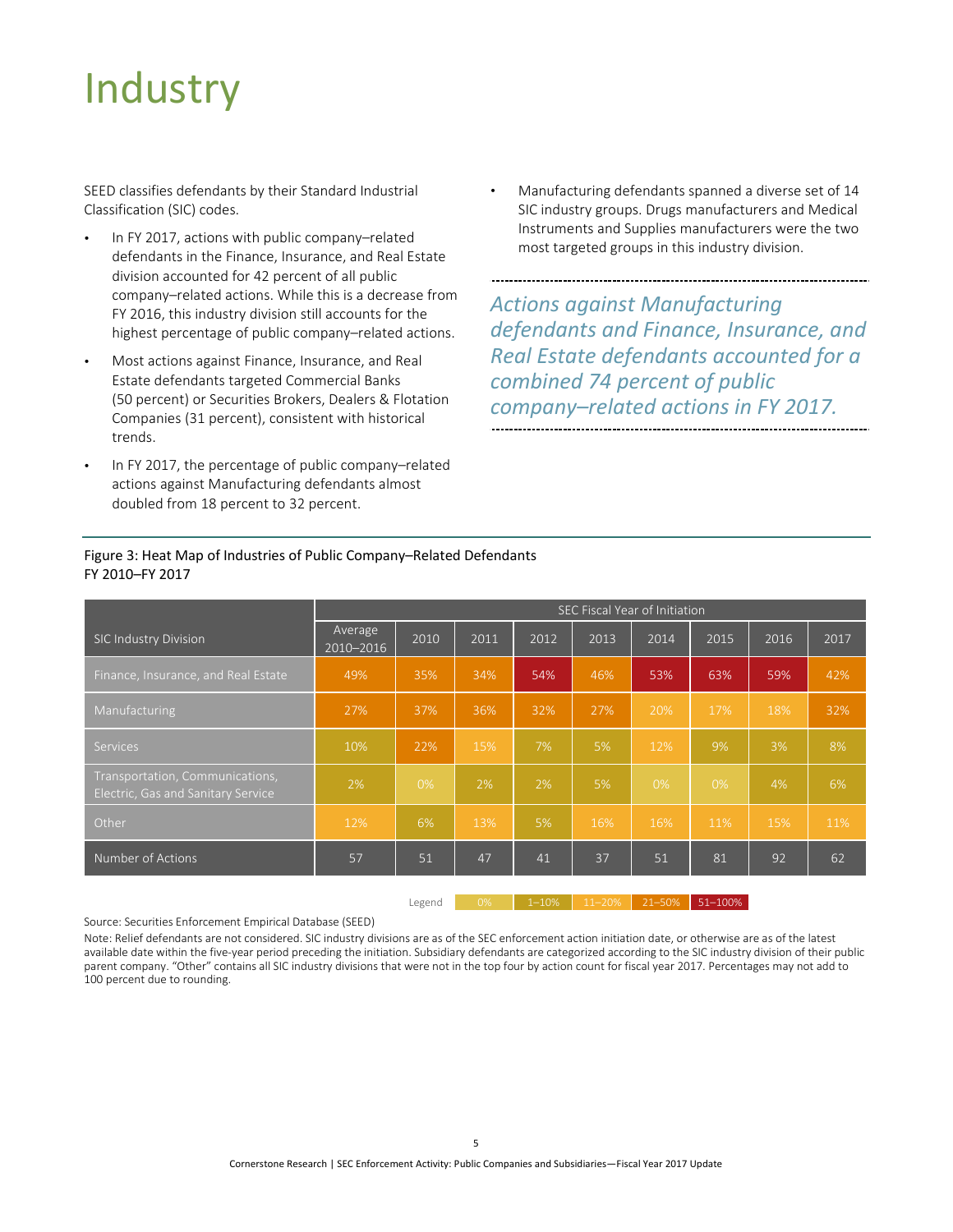# Industry

SEED classifies defendants by their Standard Industrial Classification (SIC) codes.

- In FY 2017, actions with public company–related defendants in the Finance, Insurance, and Real Estate division accounted for 42 percent of all public company–related actions. While this is a decrease from FY 2016, this industry division still accounts for the highest percentage of public company–related actions.
- Most actions against Finance, Insurance, and Real Estate defendants targeted Commercial Banks (50 percent) or Securities Brokers, Dealers & Flotation Companies (31 percent), consistent with historical trends.
- In FY 2017, the percentage of public company–related actions against Manufacturing defendants almost doubled from 18 percent to 32 percent.
- Manufacturing defendants spanned a diverse set of 14 SIC industry groups. Drugs manufacturers and Medical Instruments and Supplies manufacturers were the two most targeted groups in this industry division.

*Actions against Manufacturing defendants and Finance, Insurance, and Real Estate defendants accounted for a combined 74 percent of public company–related actions in FY 2017.*

Figure 3: Heat Map of Industries of Public Company–Related Defendants FY 2010–FY 2017

| SIC Industry Division | SEC Fiscal Year of Initiation | | | | | | | | |
|---|---|---|---|---|---|---|---|---|---|
| | Average 2010–2016 | 2010 | 2011 | 2012 | 2013 | 2014 | 2015 | 2016 | 2017 |
| Finance, Insurance, and Real Estate | 49% | 35% | 34% | 54% | 46% | 53% | 63% | 59% | 42% |
| Manufacturing | 27% | 37% | 36% | 32% | 27% | 20% | 17% | 18% | 32% |
| Services | 10% | 22% | 15% | 7% | 5% | 12% | 9% | 3% | 8% |
| Transportation, Communications, Electric, Gas and Sanitary Service | 2% | 0% | 2% | 2% | 5% | 0% | 0% | 4% | 6% |
| Other | 12% | 6% | 13% | 5% | 16% | 16% | 11% | 15% | 11% |
| Number of Actions | 57 | 51 | 47 | 41 | 37 | 51 | 81 | 92 | 62 |

Legend: 0% | 1–10% | 11–20% | 21–50% | 51–100%

Source: Securities Enforcement Empirical Database (SEED)

Note: Relief defendants are not considered. SIC industry divisions are as of the SEC enforcement action initiation date, or otherwise are as of the latest available date within the five-year period preceding the initiation. Subsidiary defendants are categorized according to the SIC industry division of their public parent company. "Other" contains all SIC industry divisions that were not in the top four by action count for fiscal year 2017. Percentages may not add to 100 percent due to rounding.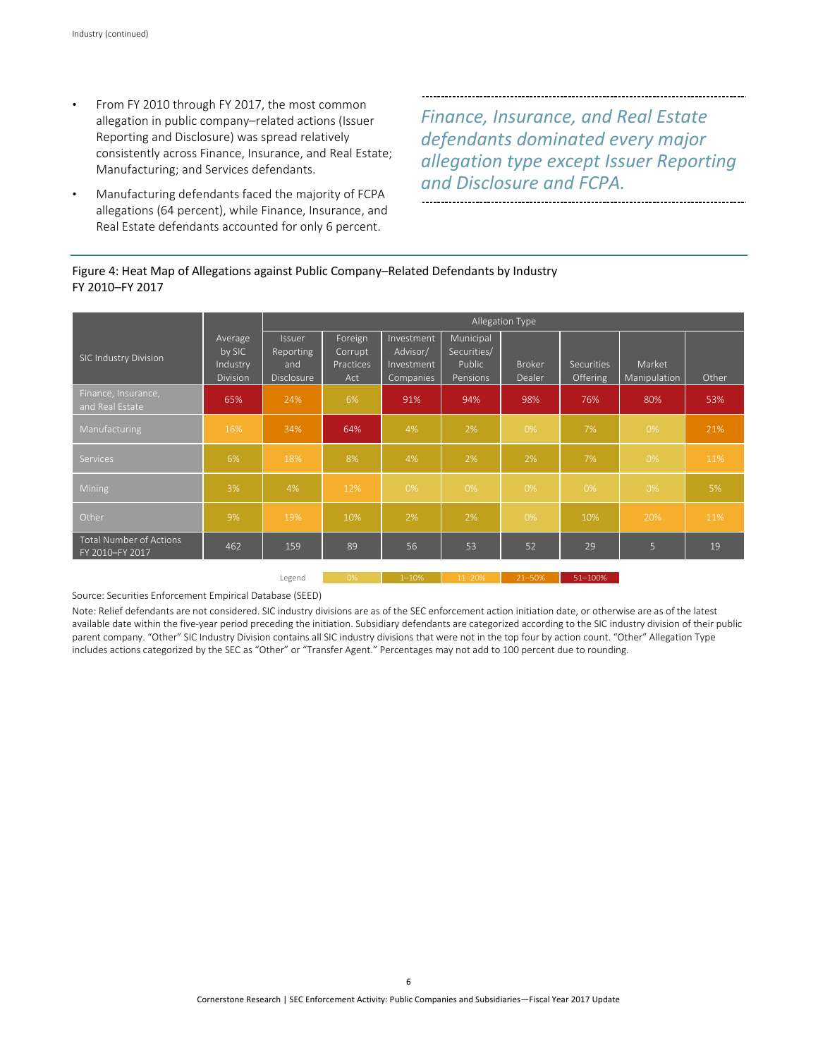- From FY 2010 through FY 2017, the most common allegation in public company–related actions (Issuer Reporting and Disclosure) was spread relatively consistently across Finance, Insurance, and Real Estate; Manufacturing; and Services defendants.
- Manufacturing defendants faced the majority of FCPA allegations (64 percent), while Finance, Insurance, and Real Estate defendants accounted for only 6 percent.

*Finance, Insurance, and Real Estate defendants dominated every major allegation type except Issuer Reporting and Disclosure and FCPA.*

Figure 4: Heat Map of Allegations against Public Company–Related Defendants by Industry
FY 2010–FY 2017

| SIC Industry Division | Average by SIC Industry Division | Allegation Type | | | | | | | |
|---|---|---|---|---|---|---|---|---|---|
| | | Issuer Reporting and Disclosure | Foreign Corrupt Practices Act | Investment Advisor/ Investment Companies | Municipal Securities/ Public Pensions | Broker Dealer | Securities Offering | Market Manipulation | Other |
| Finance, Insurance, and Real Estate | 65% | 24% | 6% | 91% | 94% | 98% | 76% | 80% | 53% |
| Manufacturing | 16% | 34% | 64% | 4% | 2% | 0% | 7% | 0% | 21% |
| Services | 6% | 18% | 8% | 4% | 2% | 2% | 7% | 0% | 11% |
| Mining | 3% | 4% | 12% | 0% | 0% | 0% | 0% | 0% | 5% |
| Other | 9% | 19% | 10% | 2% | 2% | 0% | 10% | 20% | 11% |
| Total Number of Actions FY 2010–FY 2017 | 462 | 159 | 89 | 56 | 53 | 52 | 29 | 5 | 19 |

Legend: 0% | 1–10% | 11–20% | 21–50% | 51–100%

Source: Securities Enforcement Empirical Database (SEED)

Note: Relief defendants are not considered. SIC industry divisions are as of the SEC enforcement action initiation date, or otherwise are as of the latest available date within the five-year period preceding the initiation. Subsidiary defendants are categorized according to the SIC industry division of their public parent company. "Other" SIC Industry Division contains all SIC industry divisions that were not in the top four by action count. "Other" Allegation Type includes actions categorized by the SEC as "Other" or "Transfer Agent." Percentages may not add to 100 percent due to rounding.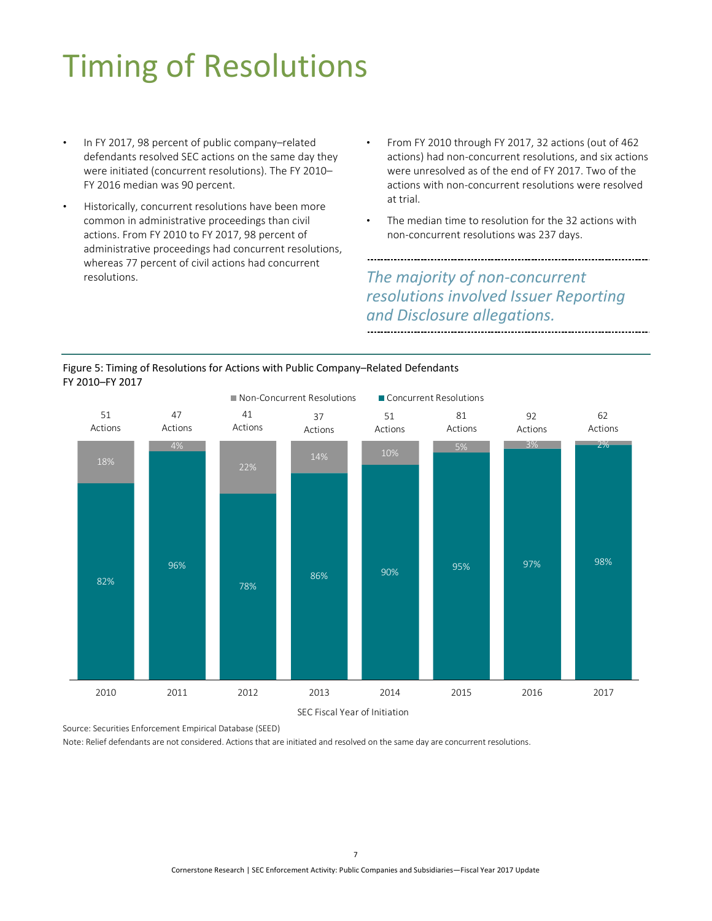# Timing of Resolutions

- In FY 2017, 98 percent of public company–related defendants resolved SEC actions on the same day they were initiated (concurrent resolutions). The FY 2010–FY 2016 median was 90 percent.
- Historically, concurrent resolutions have been more common in administrative proceedings than civil actions. From FY 2010 to FY 2017, 98 percent of administrative proceedings had concurrent resolutions, whereas 77 percent of civil actions had concurrent resolutions.
- From FY 2010 through FY 2017, 32 actions (out of 462 actions) had non-concurrent resolutions, and six actions were unresolved as of the end of FY 2017. Two of the actions with non-concurrent resolutions were resolved at trial.
- The median time to resolution for the 32 actions with non-concurrent resolutions was 237 days.

*The majority of non-concurrent resolutions involved Issuer Reporting and Disclosure allegations.*

Figure 5: Timing of Resolutions for Actions with Public Company–Related Defendants
FY 2010–FY 2017

| SEC Fiscal Year of Initiation | Actions | Non-Concurrent Resolutions | Concurrent Resolutions |
|---|---|---|---|
| 2010 | 51 | 18% | 82% |
| 2011 | 47 | 4% | 96% |
| 2012 | 41 | 22% | 78% |
| 2013 | 37 | 14% | 86% |
| 2014 | 51 | 10% | 90% |
| 2015 | 81 | 5% | 95% |
| 2016 | 92 | 3% | 97% |
| 2017 | 62 | 2% | 98% |

Source: Securities Enforcement Empirical Database (SEED)

Note: Relief defendants are not considered. Actions that are initiated and resolved on the same day are concurrent resolutions.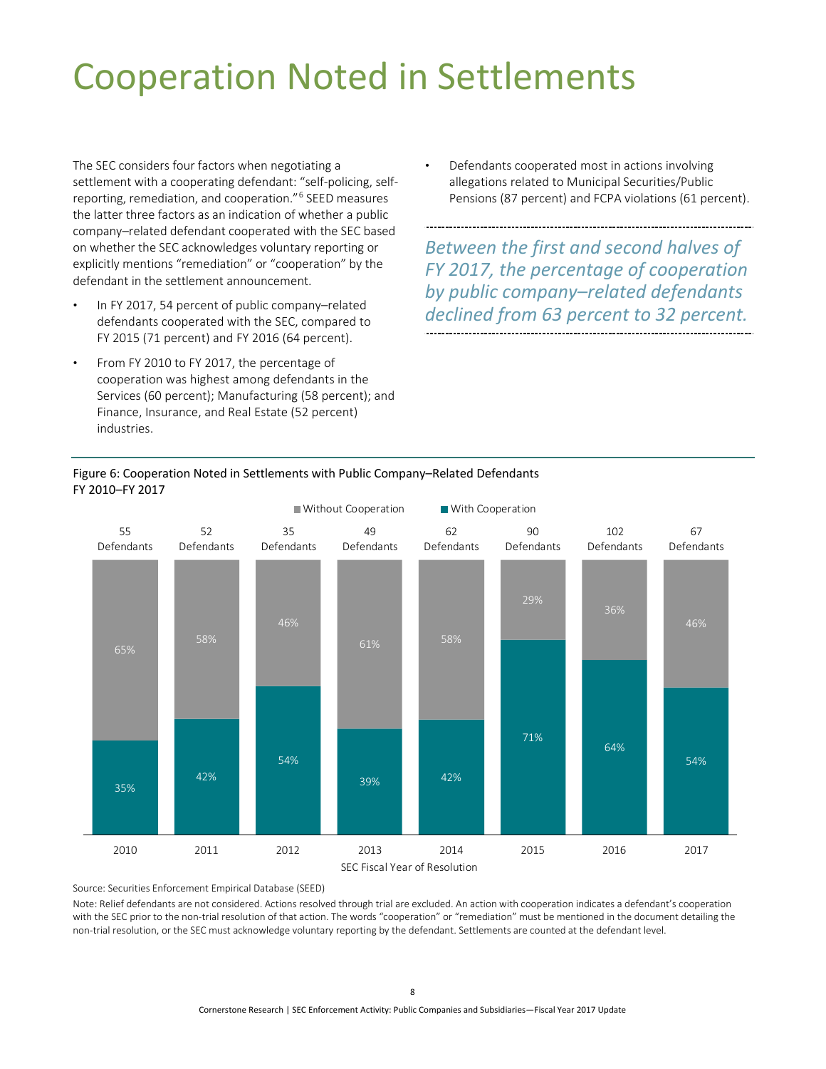# Cooperation Noted in Settlements

The SEC considers four factors when negotiating a settlement with a cooperating defendant: "self-policing, self-reporting, remediation, and cooperation."[6] SEED measures the latter three factors as an indication of whether a public company–related defendant cooperated with the SEC based on whether the SEC acknowledges voluntary reporting or explicitly mentions "remediation" or "cooperation" by the defendant in the settlement announcement.

- In FY 2017, 54 percent of public company–related defendants cooperated with the SEC, compared to FY 2015 (71 percent) and FY 2016 (64 percent).
- From FY 2010 to FY 2017, the percentage of cooperation was highest among defendants in the Services (60 percent); Manufacturing (58 percent); and Finance, Insurance, and Real Estate (52 percent) industries.
- Defendants cooperated most in actions involving allegations related to Municipal Securities/Public Pensions (87 percent) and FCPA violations (61 percent).

*Between the first and second halves of FY 2017, the percentage of cooperation by public company–related defendants declined from 63 percent to 32 percent.*

Figure 6: Cooperation Noted in Settlements with Public Company–Related Defendants
FY 2010–FY 2017

| SEC Fiscal Year of Resolution | Defendants | With Cooperation | Without Cooperation |
|---|---|---|---|
| 2010 | 55 | 35% | 65% |
| 2011 | 52 | 42% | 58% |
| 2012 | 35 | 54% | 46% |
| 2013 | 49 | 39% | 61% |
| 2014 | 62 | 42% | 58% |
| 2015 | 90 | 71% | 29% |
| 2016 | 102 | 64% | 36% |
| 2017 | 67 | 54% | 46% |

Source: Securities Enforcement Empirical Database (SEED)

Note: Relief defendants are not considered. Actions resolved through trial are excluded. An action with cooperation indicates a defendant's cooperation with the SEC prior to the non-trial resolution of that action. The words "cooperation" or "remediation" must be mentioned in the document detailing the non-trial resolution, or the SEC must acknowledge voluntary reporting by the defendant. Settlements are counted at the defendant level.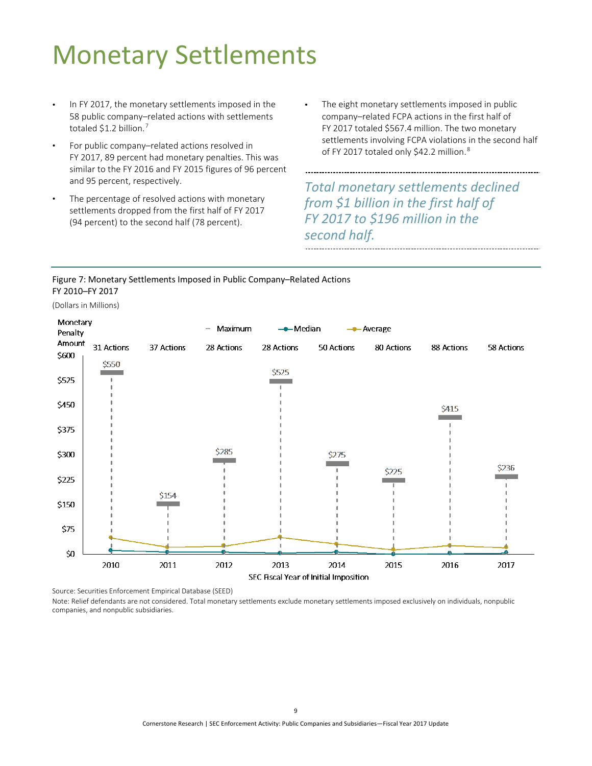# Monetary Settlements

- In FY 2017, the monetary settlements imposed in the 58 public company–related actions with settlements totaled $1.2 billion.[7]
- For public company–related actions resolved in FY 2017, 89 percent had monetary penalties. This was similar to the FY 2016 and FY 2015 figures of 96 percent and 95 percent, respectively.
- The percentage of resolved actions with monetary settlements dropped from the first half of FY 2017 (94 percent) to the second half (78 percent).
- The eight monetary settlements imposed in public company–related FCPA actions in the first half of FY 2017 totaled $567.4 million. The two monetary settlements involving FCPA violations in the second half of FY 2017 totaled only $42.2 million.[8]

*Total monetary settlements declined from $1 billion in the first half of FY 2017 to $196 million in the second half.*

Figure 7: Monetary Settlements Imposed in Public Company–Related Actions
FY 2010–FY 2017

(Dollars in Millions)

| SEC Fiscal Year of Initial Imposition | 2010 | 2011 | 2012 | 2013 | 2014 | 2015 | 2016 | 2017 |
|---|---|---|---|---|---|---|---|---|
| Actions | 31 Actions | 37 Actions | 28 Actions | 28 Actions | 50 Actions | 80 Actions | 88 Actions | 58 Actions |
| Maximum | $550 | $154 | $285 | $525 | $275 | $225 | $415 | $236 |

Source: Securities Enforcement Empirical Database (SEED)

Note: Relief defendants are not considered. Total monetary settlements exclude monetary settlements imposed exclusively on individuals, nonpublic companies, and nonpublic subsidiaries.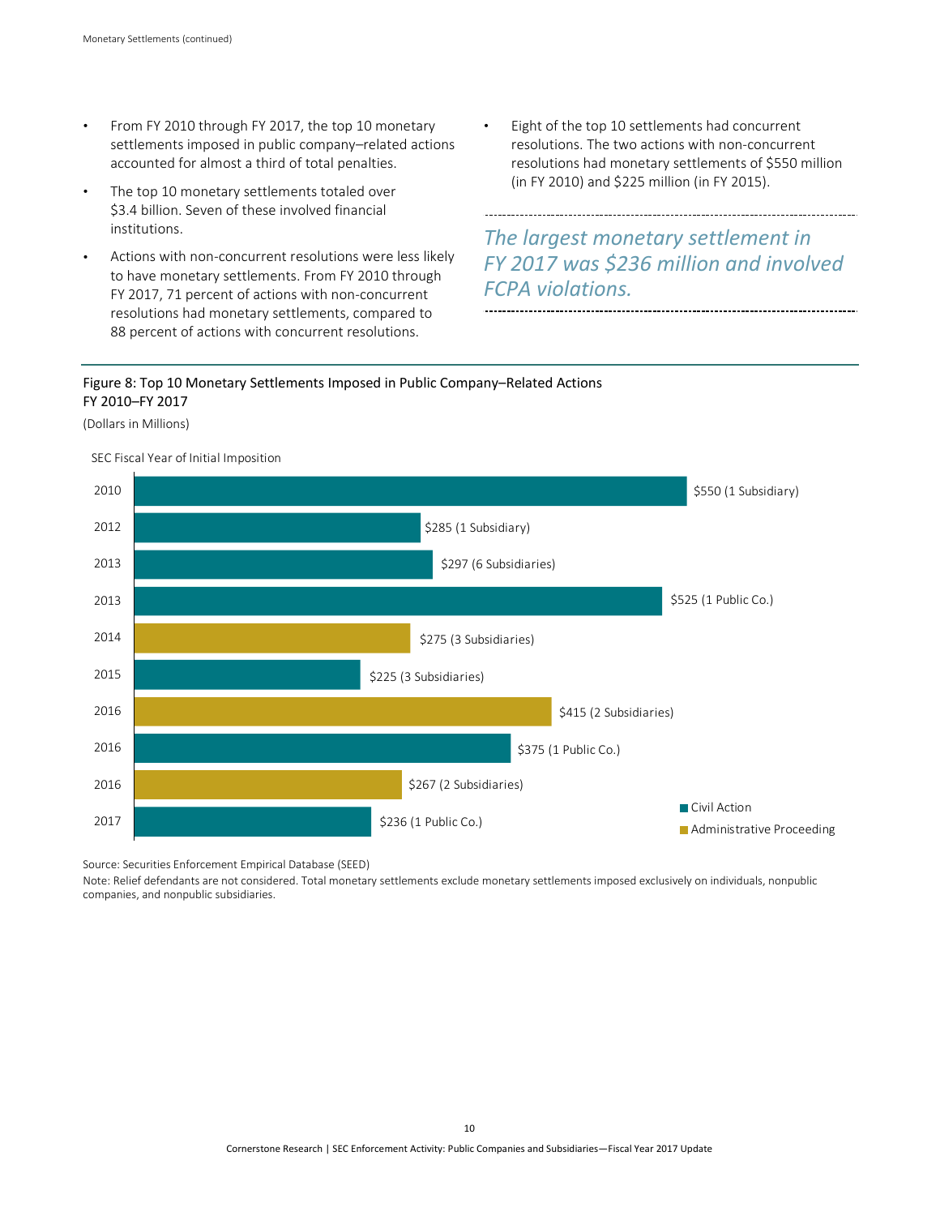- From FY 2010 through FY 2017, the top 10 monetary settlements imposed in public company–related actions accounted for almost a third of total penalties.
- The top 10 monetary settlements totaled over $3.4 billion. Seven of these involved financial institutions.
- Actions with non-concurrent resolutions were less likely to have monetary settlements. From FY 2010 through FY 2017, 71 percent of actions with non-concurrent resolutions had monetary settlements, compared to 88 percent of actions with concurrent resolutions.
- Eight of the top 10 settlements had concurrent resolutions. The two actions with non-concurrent resolutions had monetary settlements of $550 million (in FY 2010) and $225 million (in FY 2015).

*The largest monetary settlement in FY 2017 was $236 million and involved FCPA violations.*

Figure 8: Top 10 Monetary Settlements Imposed in Public Company–Related Actions FY 2010–FY 2017

(Dollars in Millions)

| SEC Fiscal Year of Initial Imposition | Monetary Settlement | Type |
|---|---|---|
| 2010 | $550 (1 Subsidiary) | Civil Action |
| 2012 | $285 (1 Subsidiary) | Civil Action |
| 2013 | $297 (6 Subsidiaries) | Civil Action |
| 2013 | $525 (1 Public Co.) | Civil Action |
| 2014 | $275 (3 Subsidiaries) | Administrative Proceeding |
| 2015 | $225 (3 Subsidiaries) | Civil Action |
| 2016 | $415 (2 Subsidiaries) | Administrative Proceeding |
| 2016 | $375 (1 Public Co.) | Civil Action |
| 2016 | $267 (2 Subsidiaries) | Administrative Proceeding |
| 2017 | $236 (1 Public Co.) | Civil Action |

Source: Securities Enforcement Empirical Database (SEED)

Note: Relief defendants are not considered. Total monetary settlements exclude monetary settlements imposed exclusively on individuals, nonpublic companies, and nonpublic subsidiaries.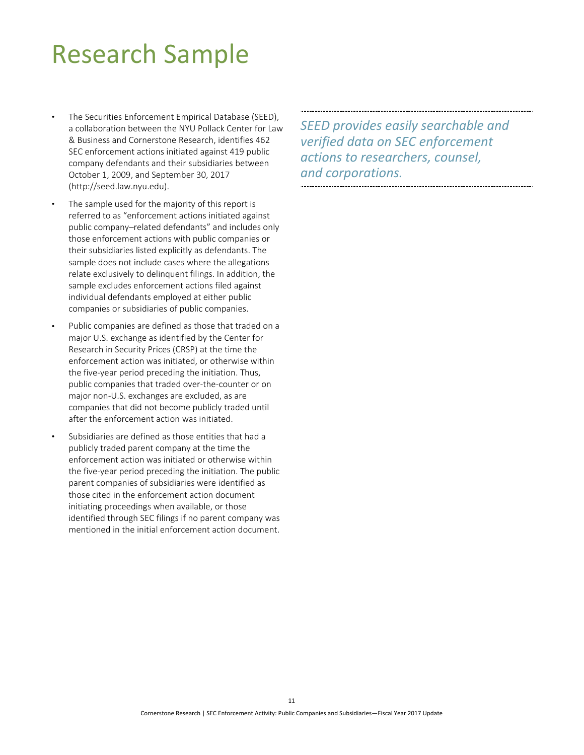# Research Sample

- The Securities Enforcement Empirical Database (SEED), a collaboration between the NYU Pollack Center for Law & Business and Cornerstone Research, identifies 462 SEC enforcement actions initiated against 419 public company defendants and their subsidiaries between October 1, 2009, and September 30, 2017 (http://seed.law.nyu.edu).
- The sample used for the majority of this report is referred to as "enforcement actions initiated against public company–related defendants" and includes only those enforcement actions with public companies or their subsidiaries listed explicitly as defendants. The sample does not include cases where the allegations relate exclusively to delinquent filings. In addition, the sample excludes enforcement actions filed against individual defendants employed at either public companies or subsidiaries of public companies.
- Public companies are defined as those that traded on a major U.S. exchange as identified by the Center for Research in Security Prices (CRSP) at the time the enforcement action was initiated, or otherwise within the five-year period preceding the initiation. Thus, public companies that traded over-the-counter or on major non-U.S. exchanges are excluded, as are companies that did not become publicly traded until after the enforcement action was initiated.
- Subsidiaries are defined as those entities that had a publicly traded parent company at the time the enforcement action was initiated or otherwise within the five-year period preceding the initiation. The public parent companies of subsidiaries were identified as those cited in the enforcement action document initiating proceedings when available, or those identified through SEC filings if no parent company was mentioned in the initial enforcement action document.

*SEED provides easily searchable and verified data on SEC enforcement actions to researchers, counsel, and corporations.*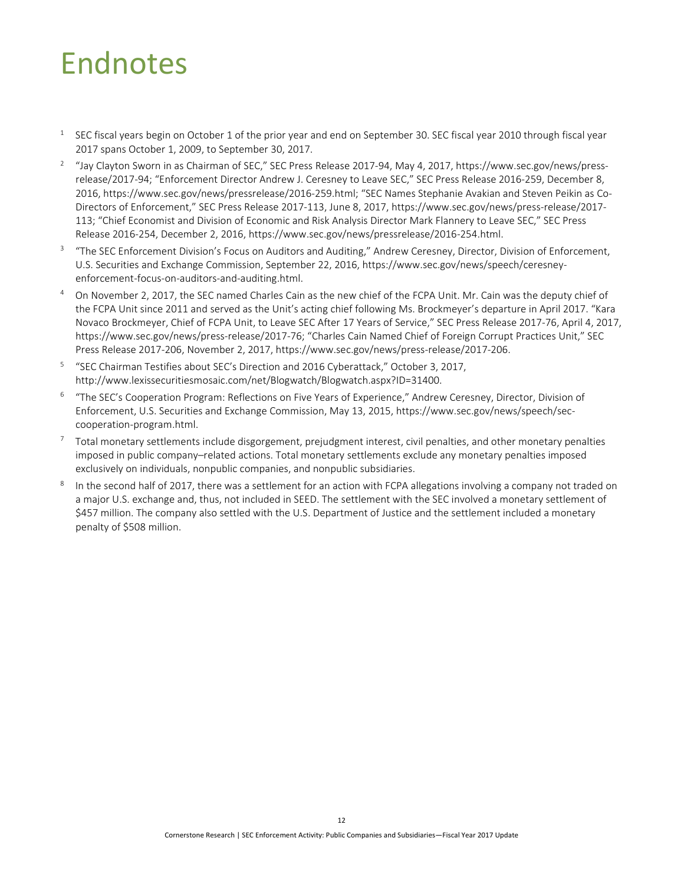# Endnotes

1. SEC fiscal years begin on October 1 of the prior year and end on September 30. SEC fiscal year 2010 through fiscal year 2017 spans October 1, 2009, to September 30, 2017.
2. "Jay Clayton Sworn in as Chairman of SEC," SEC Press Release 2017-94, May 4, 2017, https://www.sec.gov/news/press-release/2017-94; "Enforcement Director Andrew J. Ceresney to Leave SEC," SEC Press Release 2016-259, December 8, 2016, https://www.sec.gov/news/pressrelease/2016-259.html; "SEC Names Stephanie Avakian and Steven Peikin as Co-Directors of Enforcement," SEC Press Release 2017-113, June 8, 2017, https://www.sec.gov/news/press-release/2017-113; "Chief Economist and Division of Economic and Risk Analysis Director Mark Flannery to Leave SEC," SEC Press Release 2016-254, December 2, 2016, https://www.sec.gov/news/pressrelease/2016-254.html.
3. "The SEC Enforcement Division's Focus on Auditors and Auditing," Andrew Ceresney, Director, Division of Enforcement, U.S. Securities and Exchange Commission, September 22, 2016, https://www.sec.gov/news/speech/ceresney-enforcement-focus-on-auditors-and-auditing.html.
4. On November 2, 2017, the SEC named Charles Cain as the new chief of the FCPA Unit. Mr. Cain was the deputy chief of the FCPA Unit since 2011 and served as the Unit's acting chief following Ms. Brockmeyer's departure in April 2017. "Kara Novaco Brockmeyer, Chief of FCPA Unit, to Leave SEC After 17 Years of Service," SEC Press Release 2017-76, April 4, 2017, https://www.sec.gov/news/press-release/2017-76; "Charles Cain Named Chief of Foreign Corrupt Practices Unit," SEC Press Release 2017-206, November 2, 2017, https://www.sec.gov/news/press-release/2017-206.
5. "SEC Chairman Testifies about SEC's Direction and 2016 Cyberattack," October 3, 2017, http://www.lexissecuritiesmosaic.com/net/Blogwatch/Blogwatch.aspx?ID=31400.
6. "The SEC's Cooperation Program: Reflections on Five Years of Experience," Andrew Ceresney, Director, Division of Enforcement, U.S. Securities and Exchange Commission, May 13, 2015, https://www.sec.gov/news/speech/sec-cooperation-program.html.
7. Total monetary settlements include disgorgement, prejudgment interest, civil penalties, and other monetary penalties imposed in public company–related actions. Total monetary settlements exclude any monetary penalties imposed exclusively on individuals, nonpublic companies, and nonpublic subsidiaries.
8. In the second half of 2017, there was a settlement for an action with FCPA allegations involving a company not traded on a major U.S. exchange and, thus, not included in SEED. The settlement with the SEC involved a monetary settlement of $457 million. The company also settled with the U.S. Department of Justice and the settlement included a monetary penalty of $508 million.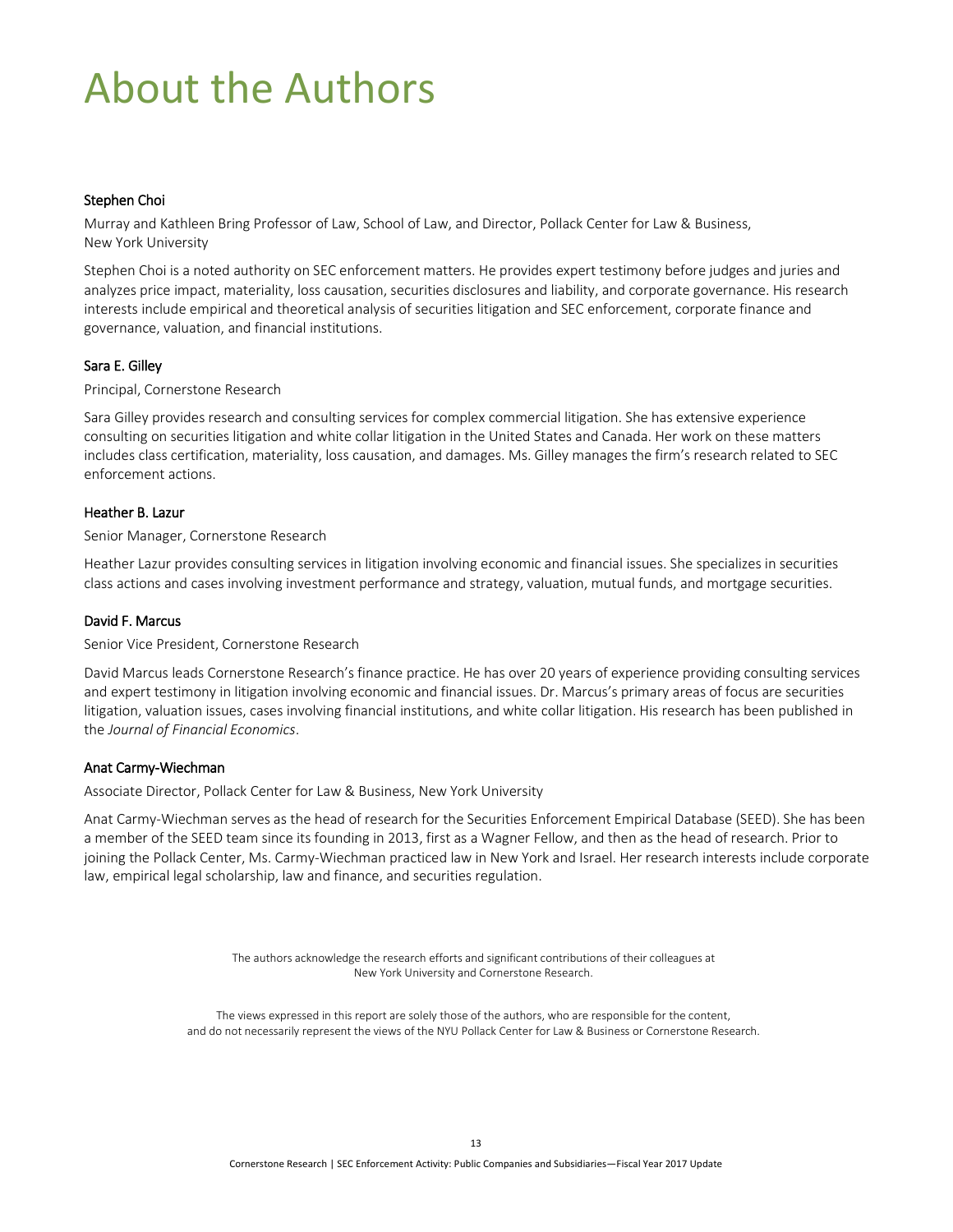# About the Authors

### Stephen Choi

Murray and Kathleen Bring Professor of Law, School of Law, and Director, Pollack Center for Law & Business, New York University

Stephen Choi is a noted authority on SEC enforcement matters. He provides expert testimony before judges and juries and analyzes price impact, materiality, loss causation, securities disclosures and liability, and corporate governance. His research interests include empirical and theoretical analysis of securities litigation and SEC enforcement, corporate finance and governance, valuation, and financial institutions.

### Sara E. Gilley

Principal, Cornerstone Research

Sara Gilley provides research and consulting services for complex commercial litigation. She has extensive experience consulting on securities litigation and white collar litigation in the United States and Canada. Her work on these matters includes class certification, materiality, loss causation, and damages. Ms. Gilley manages the firm's research related to SEC enforcement actions.

### Heather B. Lazur

Senior Manager, Cornerstone Research

Heather Lazur provides consulting services in litigation involving economic and financial issues. She specializes in securities class actions and cases involving investment performance and strategy, valuation, mutual funds, and mortgage securities.

### David F. Marcus

Senior Vice President, Cornerstone Research

David Marcus leads Cornerstone Research's finance practice. He has over 20 years of experience providing consulting services and expert testimony in litigation involving economic and financial issues. Dr. Marcus's primary areas of focus are securities litigation, valuation issues, cases involving financial institutions, and white collar litigation. His research has been published in the *Journal of Financial Economics*.

### Anat Carmy-Wiechman

Associate Director, Pollack Center for Law & Business, New York University

Anat Carmy-Wiechman serves as the head of research for the Securities Enforcement Empirical Database (SEED). She has been a member of the SEED team since its founding in 2013, first as a Wagner Fellow, and then as the head of research. Prior to joining the Pollack Center, Ms. Carmy-Wiechman practiced law in New York and Israel. Her research interests include corporate law, empirical legal scholarship, law and finance, and securities regulation.

The authors acknowledge the research efforts and significant contributions of their colleagues at New York University and Cornerstone Research.

The views expressed in this report are solely those of the authors, who are responsible for the content, and do not necessarily represent the views of the NYU Pollack Center for Law & Business or Cornerstone Research.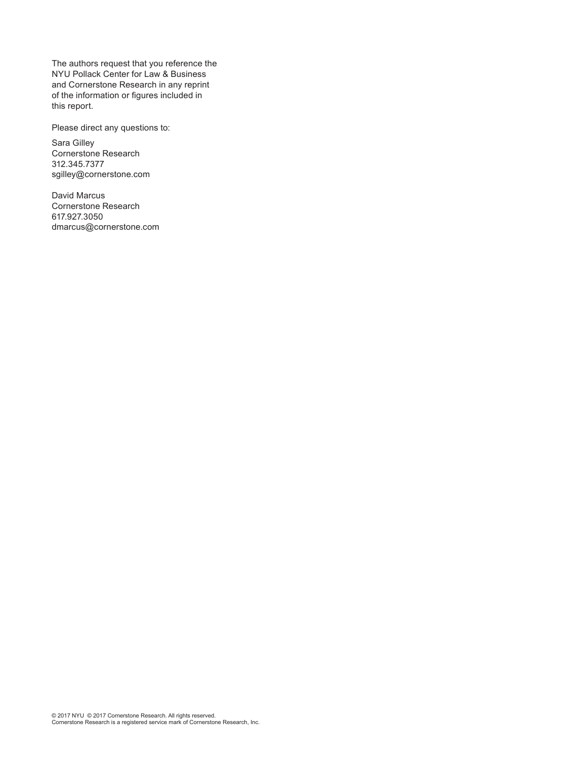The authors request that you reference the NYU Pollack Center for Law & Business and Cornerstone Research in any reprint of the information or figures included in this report.

Please direct any questions to:

Sara Gilley
Cornerstone Research
312.345.7377
sgilley@cornerstone.com

David Marcus
Cornerstone Research
617.927.3050
dmarcus@cornerstone.com

© 2017 NYU © 2017 Cornerstone Research. All rights reserved.
Cornerstone Research is a registered service mark of Cornerstone Research, Inc.